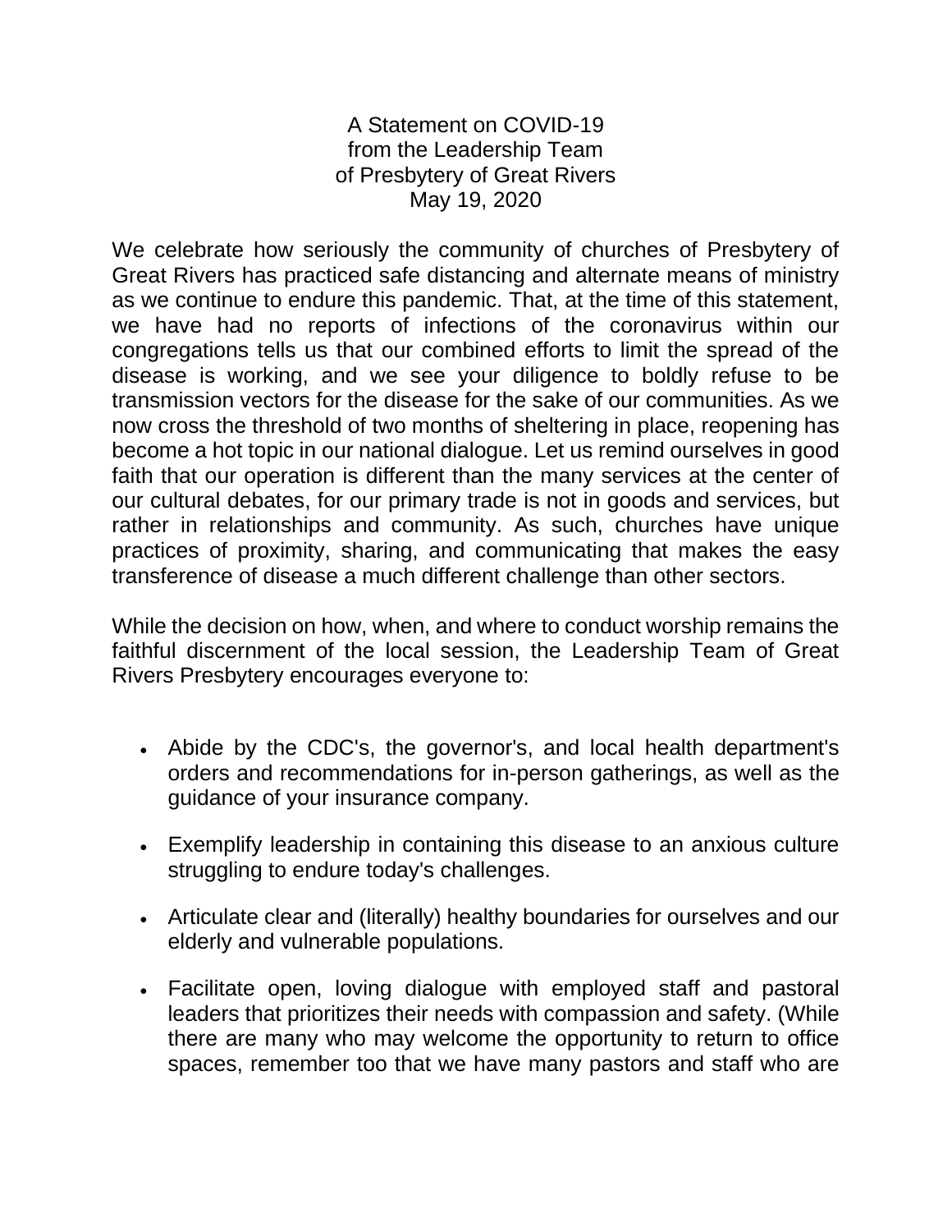# A Statement on COVID-19 from the Leadership Team of Presbytery of Great Rivers May 19, 2020

We celebrate how seriously the community of churches of Presbytery of Great Rivers has practiced safe distancing and alternate means of ministry as we continue to endure this pandemic. That, at the time of this statement, we have had no reports of infections of the coronavirus within our congregations tells us that our combined efforts to limit the spread of the disease is working, and we see your diligence to boldly refuse to be transmission vectors for the disease for the sake of our communities. As we now cross the threshold of two months of sheltering in place, reopening has become a hot topic in our national dialogue. Let us remind ourselves in good faith that our operation is different than the many services at the center of our cultural debates, for our primary trade is not in goods and services, but rather in relationships and community. As such, churches have unique practices of proximity, sharing, and communicating that makes the easy transference of disease a much different challenge than other sectors.

While the decision on how, when, and where to conduct worship remains the faithful discernment of the local session, the Leadership Team of Great Rivers Presbytery encourages everyone to:

- Abide by the CDC's, the governor's, and local health department's orders and recommendations for in-person gatherings, as well as the guidance of your insurance company.
- Exemplify leadership in containing this disease to an anxious culture struggling to endure today's challenges.
- Articulate clear and (literally) healthy boundaries for ourselves and our elderly and vulnerable populations.
- Facilitate open, loving dialogue with employed staff and pastoral leaders that prioritizes their needs with compassion and safety. (While there are many who may welcome the opportunity to return to office spaces, remember too that we have many pastors and staff who are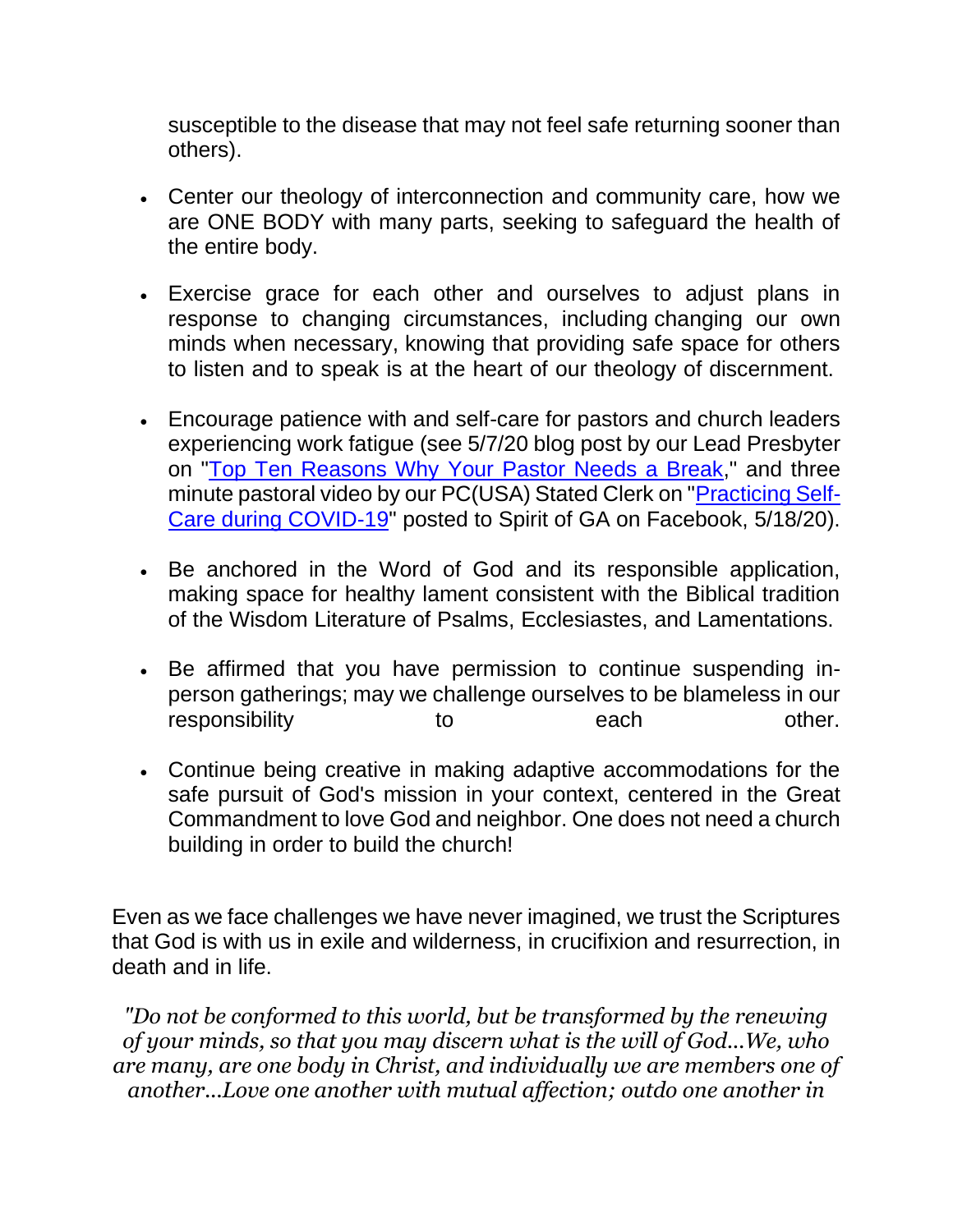susceptible to the disease that may not feel safe returning sooner than others).

- Center our theology of interconnection and community care, how we are ONE BODY with many parts, seeking to safeguard the health of the entire body.

- Exercise grace for each other and ourselves to adjust plans in response to changing circumstances, including changing our own minds when necessary, knowing that providing safe space for others to listen and to speak is at the heart of our theology of discernment.

- Encourage patience with and self-care for pastors and church leaders experiencing work fatigue (see 5/7/20 blog post by our Lead Presbyter on "Top Ten Reasons Why Your Pastor Needs a Break," and three minute pastoral video by our PC(USA) Stated Clerk on "Practicing Self-Care during COVID-19" posted to Spirit of GA on Facebook, 5/18/20).

- Be anchored in the Word of God and its responsible application, making space for healthy lament consistent with the Biblical tradition of the Wisdom Literature of Psalms, Ecclesiastes, and Lamentations.

- Be affirmed that you have permission to continue suspending in-person gatherings; may we challenge ourselves to be blameless in our responsibility to each other.

- Continue being creative in making adaptive accommodations for the safe pursuit of God's mission in your context, centered in the Great Commandment to love God and neighbor. One does not need a church building in order to build the church!

Even as we face challenges we have never imagined, we trust the Scriptures that God is with us in exile and wilderness, in crucifixion and resurrection, in death and in life.

*"Do not be conformed to this world, but be transformed by the renewing of your minds, so that you may discern what is the will of God...We, who are many, are one body in Christ, and individually we are members one of another...Love one another with mutual affection; outdo one another in*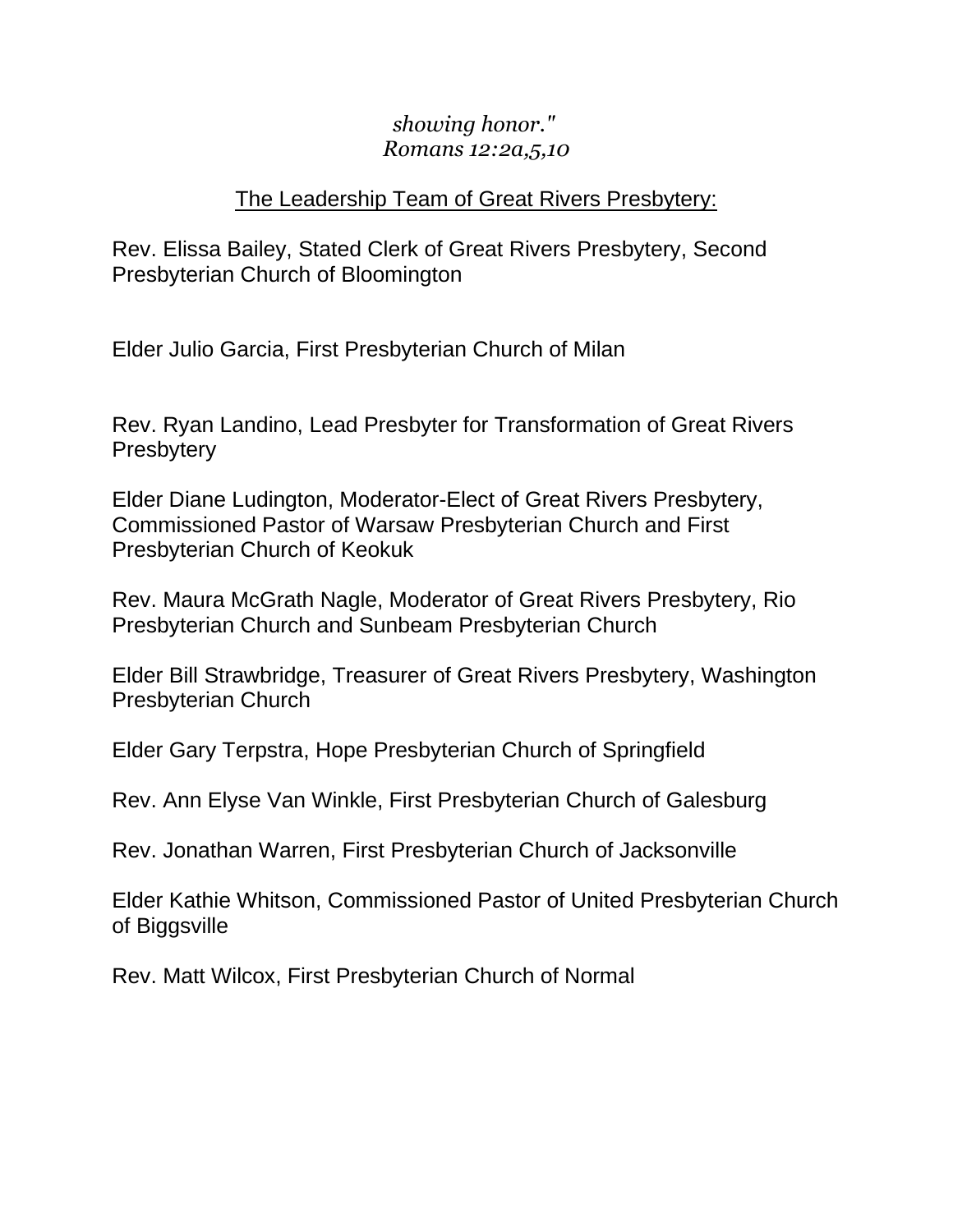*showing honor."*
*Romans 12:2a,5,10*

<u>The Leadership Team of Great Rivers Presbytery:</u>

Rev. Elissa Bailey, Stated Clerk of Great Rivers Presbytery, Second Presbyterian Church of Bloomington

Elder Julio Garcia, First Presbyterian Church of Milan

Rev. Ryan Landino, Lead Presbyter for Transformation of Great Rivers Presbytery

Elder Diane Ludington, Moderator-Elect of Great Rivers Presbytery, Commissioned Pastor of Warsaw Presbyterian Church and First Presbyterian Church of Keokuk

Rev. Maura McGrath Nagle, Moderator of Great Rivers Presbytery, Rio Presbyterian Church and Sunbeam Presbyterian Church

Elder Bill Strawbridge, Treasurer of Great Rivers Presbytery, Washington Presbyterian Church

Elder Gary Terpstra, Hope Presbyterian Church of Springfield

Rev. Ann Elyse Van Winkle, First Presbyterian Church of Galesburg

Rev. Jonathan Warren, First Presbyterian Church of Jacksonville

Elder Kathie Whitson, Commissioned Pastor of United Presbyterian Church of Biggsville

Rev. Matt Wilcox, First Presbyterian Church of Normal